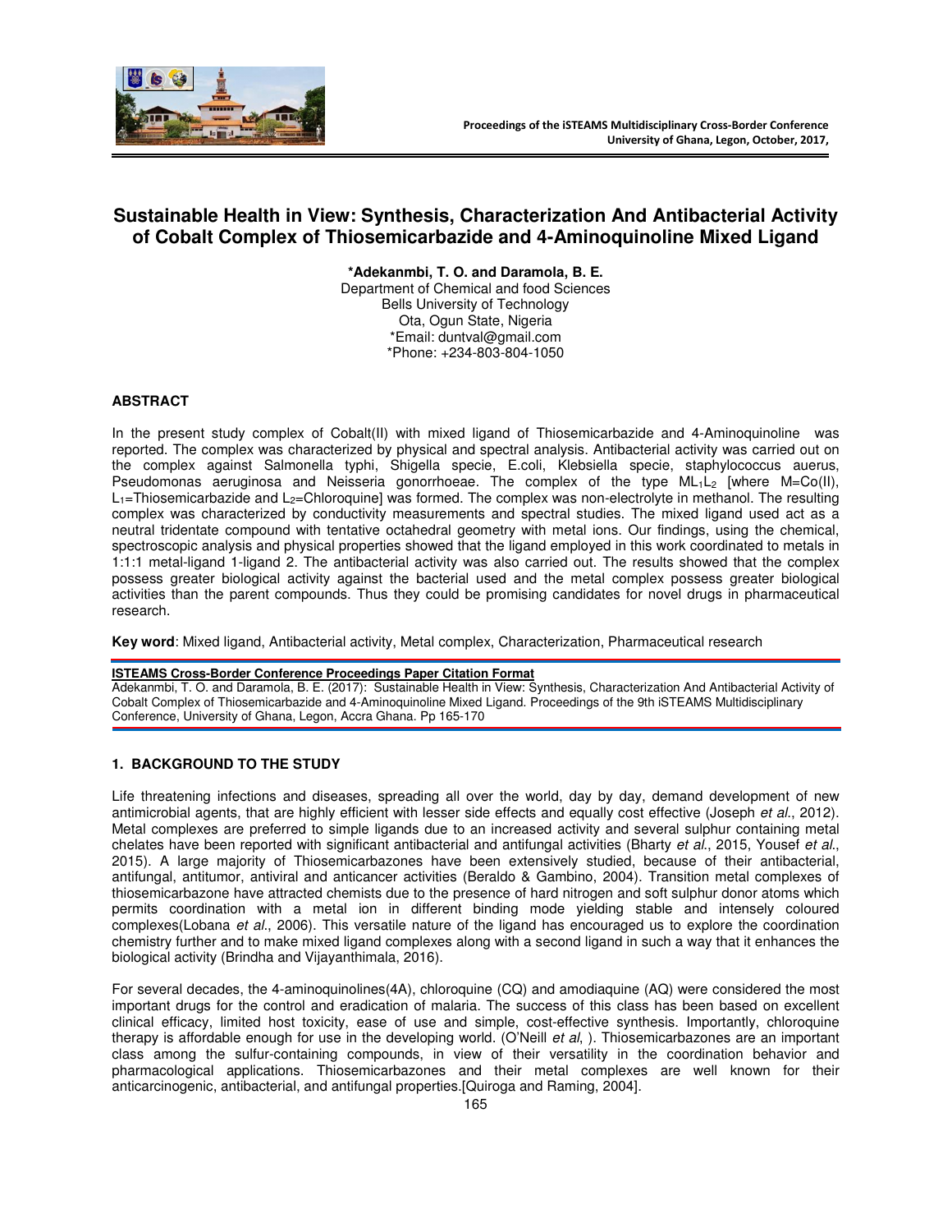# Sustainable Health in View: Synthesis, Characterization And Antibacterial Activity of Cobalt Complex of Thiosemicarbazide and 4-Aminoquinoline Mixed Ligand

**\*Adekanmbi, T. O. and Daramola, B. E.**
Department of Chemical and food Sciences
Bells University of Technology
Ota, Ogun State, Nigeria
\*Email: duntval@gmail.com
\*Phone: +234-803-804-1050

## ABSTRACT

In the present study complex of Cobalt(II) with mixed ligand of Thiosemicarbazide and 4-Aminoquinoline was reported. The complex was characterized by physical and spectral analysis. Antibacterial activity was carried out on the complex against Salmonella typhi, Shigella specie, E.coli, Klebsiella specie, staphylococcus auerus, Pseudomonas aeruginosa and Neisseria gonorrhoeae. The complex of the type $ML_1L_2$ [where M=Co(II), $L_1$=Thiosemicarbazide and $L_2$=Chloroquine] was formed. The complex was non-electrolyte in methanol. The resulting complex was characterized by conductivity measurements and spectral studies. The mixed ligand used act as a neutral tridentate compound with tentative octahedral geometry with metal ions. Our findings, using the chemical, spectroscopic analysis and physical properties showed that the ligand employed in this work coordinated to metals in 1:1:1 metal-ligand 1-ligand 2. The antibacterial activity was also carried out. The results showed that the complex possess greater biological activity against the bacterial used and the metal complex possess greater biological activities than the parent compounds. Thus they could be promising candidates for novel drugs in pharmaceutical research.

**Key word**: Mixed ligand, Antibacterial activity, Metal complex, Characterization, Pharmaceutical research

**ISTEAMS Cross-Border Conference Proceedings Paper Citation Format**
Adekanmbi, T. O. and Daramola, B. E. (2017): Sustainable Health in View: Synthesis, Characterization And Antibacterial Activity of Cobalt Complex of Thiosemicarbazide and 4-Aminoquinoline Mixed Ligand. Proceedings of the 9th iSTEAMS Multidisciplinary Conference, University of Ghana, Legon, Accra Ghana. Pp 165-170

## 1. BACKGROUND TO THE STUDY

Life threatening infections and diseases, spreading all over the world, day by day, demand development of new antimicrobial agents, that are highly efficient with lesser side effects and equally cost effective (Joseph *et al*., 2012). Metal complexes are preferred to simple ligands due to an increased activity and several sulphur containing metal chelates have been reported with significant antibacterial and antifungal activities (Bharty *et al*., 2015, Yousef *et al*., 2015). A large majority of Thiosemicarbazones have been extensively studied, because of their antibacterial, antifungal, antitumor, antiviral and anticancer activities (Beraldo & Gambino, 2004). Transition metal complexes of thiosemicarbazone have attracted chemists due to the presence of hard nitrogen and soft sulphur donor atoms which permits coordination with a metal ion in different binding mode yielding stable and intensely coloured complexes(Lobana *et al*., 2006). This versatile nature of the ligand has encouraged us to explore the coordination chemistry further and to make mixed ligand complexes along with a second ligand in such a way that it enhances the biological activity (Brindha and Vijayanthimala, 2016).

For several decades, the 4-aminoquinolines(4A), chloroquine (CQ) and amodiaquine (AQ) were considered the most important drugs for the control and eradication of malaria. The success of this class has been based on excellent clinical efficacy, limited host toxicity, ease of use and simple, cost-effective synthesis. Importantly, chloroquine therapy is affordable enough for use in the developing world. (O'Neill *et al*, ). Thiosemicarbazones are an important class among the sulfur-containing compounds, in view of their versatility in the coordination behavior and pharmacological applications. Thiosemicarbazones and their metal complexes are well known for their anticarcinogenic, antibacterial, and antifungal properties.[Quiroga and Raming, 2004].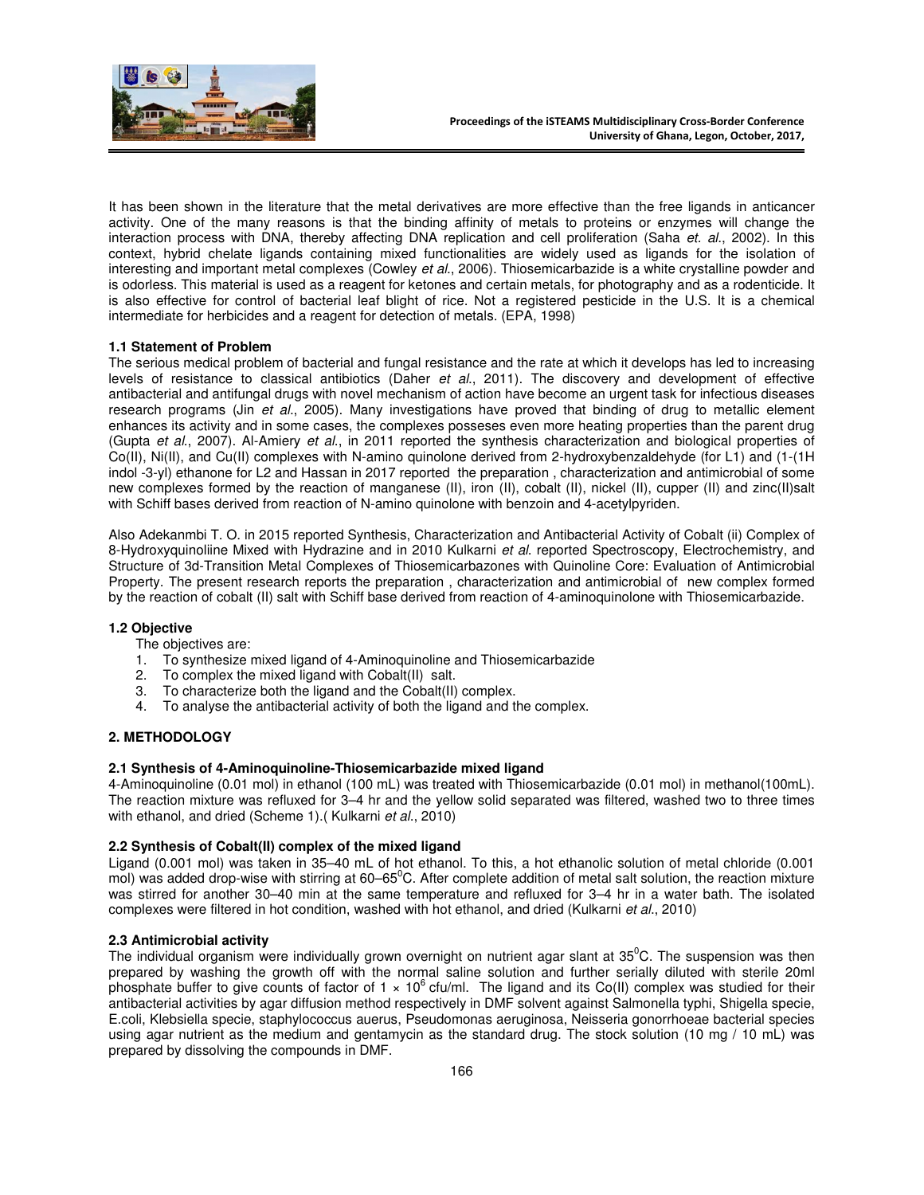It has been shown in the literature that the metal derivatives are more effective than the free ligands in anticancer activity. One of the many reasons is that the binding affinity of metals to proteins or enzymes will change the interaction process with DNA, thereby affecting DNA replication and cell proliferation (Saha *et. al.*, 2002). In this context, hybrid chelate ligands containing mixed functionalities are widely used as ligands for the isolation of interesting and important metal complexes (Cowley *et al.*, 2006). Thiosemicarbazide is a white crystalline powder and is odorless. This material is used as a reagent for ketones and certain metals, for photography and as a rodenticide. It is also effective for control of bacterial leaf blight of rice. Not a registered pesticide in the U.S. It is a chemical intermediate for herbicides and a reagent for detection of metals. (EPA, 1998)

### 1.1 Statement of Problem

The serious medical problem of bacterial and fungal resistance and the rate at which it develops has led to increasing levels of resistance to classical antibiotics (Daher *et al.*, 2011). The discovery and development of effective antibacterial and antifungal drugs with novel mechanism of action have become an urgent task for infectious diseases research programs (Jin *et al.*, 2005). Many investigations have proved that binding of drug to metallic element enhances its activity and in some cases, the complexes posseses even more heating properties than the parent drug (Gupta *et al.*, 2007). Al-Amiery *et al.*, in 2011 reported the synthesis characterization and biological properties of Co(II), Ni(II), and Cu(II) complexes with N-amino quinolone derived from 2-hydroxybenzaldehyde (for L1) and (1-(1H indol -3-yl) ethanone for L2 and Hassan in 2017 reported the preparation , characterization and antimicrobial of some new complexes formed by the reaction of manganese (II), iron (II), cobalt (II), nickel (II), cupper (II) and zinc(II)salt with Schiff bases derived from reaction of N-amino quinolone with benzoin and 4-acetylpyriden.

Also Adekanmbi T. O. in 2015 reported Synthesis, Characterization and Antibacterial Activity of Cobalt (ii) Complex of 8-Hydroxyquinoliine Mixed with Hydrazine and in 2010 Kulkarni *et al.* reported Spectroscopy, Electrochemistry, and Structure of 3d-Transition Metal Complexes of Thiosemicarbazones with Quinoline Core: Evaluation of Antimicrobial Property. The present research reports the preparation , characterization and antimicrobial of new complex formed by the reaction of cobalt (II) salt with Schiff base derived from reaction of 4-aminoquinolone with Thiosemicarbazide.

### 1.2 Objective

The objectives are:

1. To synthesize mixed ligand of 4-Aminoquinoline and Thiosemicarbazide
2. To complex the mixed ligand with Cobalt(II) salt.
3. To characterize both the ligand and the Cobalt(II) complex.
4. To analyse the antibacterial activity of both the ligand and the complex.

## 2. METHODOLOGY

### 2.1 Synthesis of 4-Aminoquinoline-Thiosemicarbazide mixed ligand

4-Aminoquinoline (0.01 mol) in ethanol (100 mL) was treated with Thiosemicarbazide (0.01 mol) in methanol(100mL). The reaction mixture was refluxed for 3–4 hr and the yellow solid separated was filtered, washed two to three times with ethanol, and dried (Scheme 1).( Kulkarni *et al.*, 2010)

### 2.2 Synthesis of Cobalt(II) complex of the mixed ligand

Ligand (0.001 mol) was taken in 35–40 mL of hot ethanol. To this, a hot ethanolic solution of metal chloride (0.001 mol) was added drop-wise with stirring at 60–65$^0$C. After complete addition of metal salt solution, the reaction mixture was stirred for another 30–40 min at the same temperature and refluxed for 3–4 hr in a water bath. The isolated complexes were filtered in hot condition, washed with hot ethanol, and dried (Kulkarni *et al.*, 2010)

### 2.3 Antimicrobial activity

The individual organism were individually grown overnight on nutrient agar slant at 35$^0$C. The suspension was then prepared by washing the growth off with the normal saline solution and further serially diluted with sterile 20ml phosphate buffer to give counts of factor of $1 \times 10^6$ cfu/ml. The ligand and its Co(II) complex was studied for their antibacterial activities by agar diffusion method respectively in DMF solvent against Salmonella typhi, Shigella specie, E.coli, Klebsiella specie, staphylococcus auerus, Pseudomonas aeruginosa, Neisseria gonorrhoeae bacterial species using agar nutrient as the medium and gentamycin as the standard drug. The stock solution (10 mg / 10 mL) was prepared by dissolving the compounds in DMF.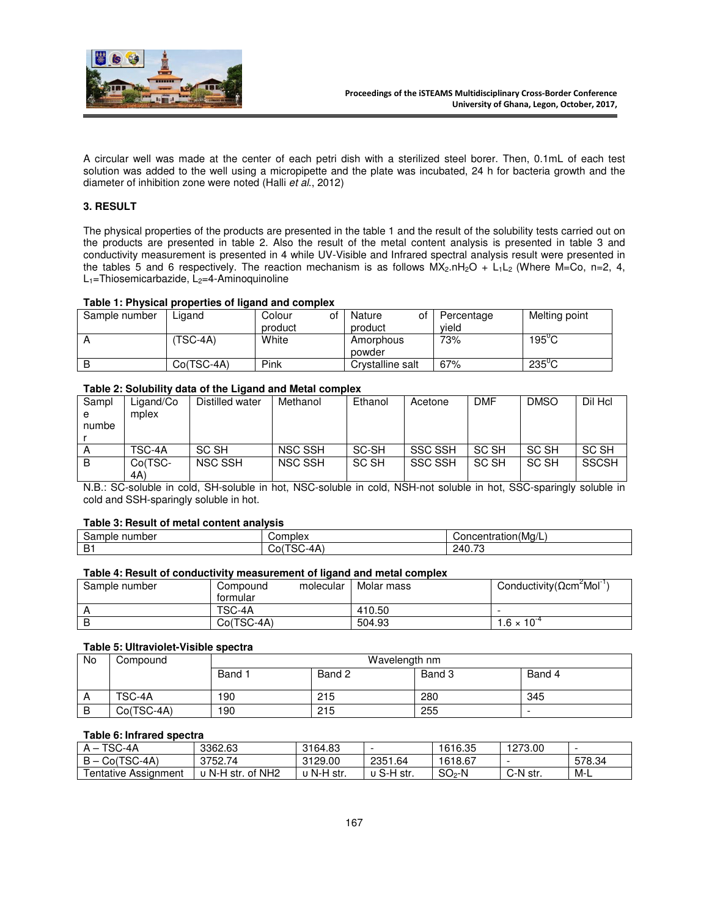A circular well was made at the center of each petri dish with a sterilized steel borer. Then, 0.1mL of each test solution was added to the well using a micropipette and the plate was incubated, 24 h for bacteria growth and the diameter of inhibition zone were noted (Halli *et al.*, 2012)

## 3. RESULT

The physical properties of the products are presented in the table 1 and the result of the solubility tests carried out on the products are presented in table 2. Also the result of the metal content analysis is presented in table 3 and conductivity measurement is presented in 4 while UV-Visible and Infrared spectral analysis result were presented in the tables 5 and 6 respectively. The reaction mechanism is as follows $MX_2.nH_2O + L_1L_2$ (Where M=Co, n=2, 4, $L_1$=Thiosemicarbazide, $L_2$=4-Aminoquinoline

**Table 1: Physical properties of ligand and complex**

| Sample number | Ligand | Colour of product | Nature of product | Percentage yield | Melting point |
|---|---|---|---|---|---|
| A | (TSC-4A) | White | Amorphous powder | 73% | $195^0C$ |
| B | Co(TSC-4A) | Pink | Crystalline salt | 67% | $235^0C$ |

**Table 2: Solubility data of the Ligand and Metal complex**

| Sample number | Ligand/Complex | Distilled water | Methanol | Ethanol | Acetone | DMF | DMSO | Dil Hcl |
|---|---|---|---|---|---|---|---|---|
| A | TSC-4A | SC SH | NSC SSH | SC-SH | SSC SSH | SC SH | SC SH | SC SH |
| B | Co(TSC-4A) | NSC SSH | NSC SSH | SC SH | SSC SSH | SC SH | SC SH | SSCSH |

N.B.: SC-soluble in cold, SH-soluble in hot, NSC-soluble in cold, NSH-not soluble in hot, SSC-sparingly soluble in cold and SSH-sparingly soluble in hot.

**Table 3: Result of metal content analysis**

| Sample number | Complex | Concentration(Mg/L) |
|---|---|---|
| B1 | Co(TSC-4A) | 240.73 |

**Table 4: Result of conductivity measurement of ligand and metal complex**

| Sample number | Compound molecular formular | Molar mass | Conductivity($\Omega cm^2 Mol^{-1}$) |
|---|---|---|---|
| A | TSC-4A | 410.50 | - |
| B | Co(TSC-4A) | 504.93 | $1.6 \times 10^{-4}$ |

**Table 5: Ultraviolet-Visible spectra**

| No | Compound | Wavelength nm | | | |
|---|---|---|---|---|---|
| | | Band 1 | Band 2 | Band 3 | Band 4 |
| A | TSC-4A | 190 | 215 | 280 | 345 |
| B | Co(TSC-4A) | 190 | 215 | 255 | - |

**Table 6: Infrared spectra**

| A – TSC-4A | 3362.63 | 3164.83 | - | 1616.35 | 1273.00 | - |
|---|---|---|---|---|---|---|
| B – Co(TSC-4A) | 3752.74 | 3129.00 | 2351.64 | 1618.67 | - | 578.34 |
| Tentative Assignment | υ N-H str. of $NH_2$ | υ N-H str. | υ S-H str. | $SO_2$-N | C-N str. | M-L |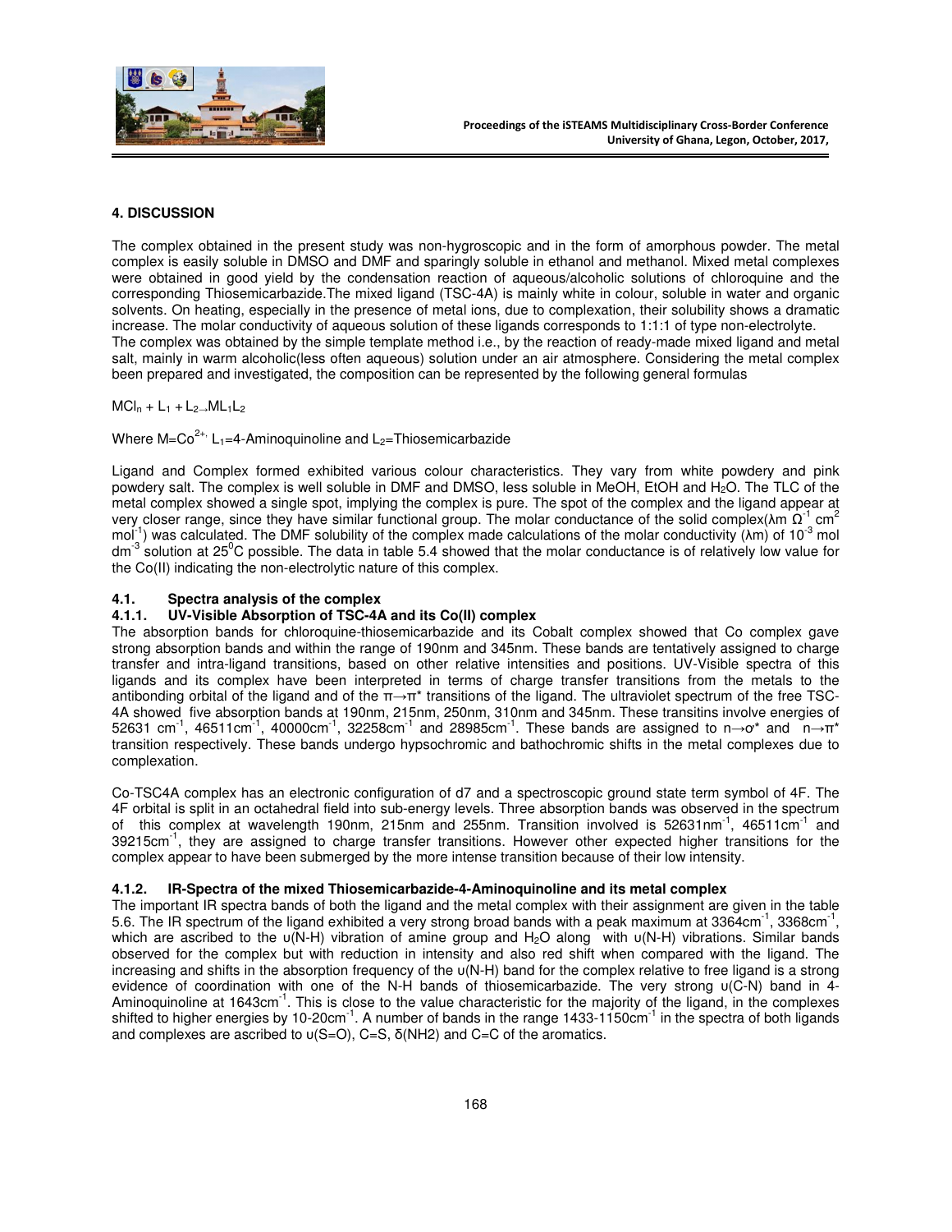## 4. DISCUSSION

The complex obtained in the present study was non-hygroscopic and in the form of amorphous powder. The metal complex is easily soluble in DMSO and DMF and sparingly soluble in ethanol and methanol. Mixed metal complexes were obtained in good yield by the condensation reaction of aqueous/alcoholic solutions of chloroquine and the corresponding Thiosemicarbazide.The mixed ligand (TSC-4A) is mainly white in colour, soluble in water and organic solvents. On heating, especially in the presence of metal ions, due to complexation, their solubility shows a dramatic increase. The molar conductivity of aqueous solution of these ligands corresponds to 1:1:1 of type non-electrolyte.
The complex was obtained by the simple template method i.e., by the reaction of ready-made mixed ligand and metal salt, mainly in warm alcoholic(less often aqueous) solution under an air atmosphere. Considering the metal complex been prepared and investigated, the composition can be represented by the following general formulas

$MCl_n + L_1 + L_2 \rightarrow ML_1L_2$

Where M=$Co^{2+}$, $L_1$=4-Aminoquinoline and $L_2$=Thiosemicarbazide

Ligand and Complex formed exhibited various colour characteristics. They vary from white powdery and pink powdery salt. The complex is well soluble in DMF and DMSO, less soluble in MeOH, EtOH and $H_2O$. The TLC of the metal complex showed a single spot, implying the complex is pure. The spot of the complex and the ligand appear at very closer range, since they have similar functional group. The molar conductance of the solid complex($\lambda m\ \Omega^{-1}\ cm^2\ mol^{-1}$) was calculated. The DMF solubility of the complex made calculations of the molar conductivity ($\lambda m$) of $10^{-3}$ mol $dm^{-3}$ solution at $25^0C$ possible. The data in table 5.4 showed that the molar conductance is of relatively low value for the Co(II) indicating the non-electrolytic nature of this complex.

### 4.1. Spectra analysis of the complex

#### 4.1.1. UV-Visible Absorption of TSC-4A and its Co(II) complex

The absorption bands for chloroquine-thiosemicarbazide and its Cobalt complex showed that Co complex gave strong absorption bands and within the range of 190nm and 345nm. These bands are tentatively assigned to charge transfer and intra-ligand transitions, based on other relative intensities and positions. UV-Visible spectra of this ligands and its complex have been interpreted in terms of charge transfer transitions from the metals to the antibonding orbital of the ligand and of the $\pi \rightarrow \pi^*$ transitions of the ligand. The ultraviolet spectrum of the free TSC-4A showed five absorption bands at 190nm, 215nm, 250nm, 310nm and 345nm. These transitins involve energies of 52631 $cm^{-1}$, 46511$cm^{-1}$, 40000$cm^{-1}$, 32258$cm^{-1}$ and 28985$cm^{-1}$. These bands are assigned to $n \rightarrow \sigma^*$ and $n \rightarrow \pi^*$ transition respectively. These bands undergo hypsochromic and bathochromic shifts in the metal complexes due to complexation.

Co-TSC4A complex has an electronic configuration of d7 and a spectroscopic ground state term symbol of 4F. The 4F orbital is split in an octahedral field into sub-energy levels. Three absorption bands was observed in the spectrum of this complex at wavelength 190nm, 215nm and 255nm. Transition involved is 52631$nm^{-1}$, 46511$cm^{-1}$ and 39215$cm^{-1}$, they are assigned to charge transfer transitions. However other expected higher transitions for the complex appear to have been submerged by the more intense transition because of their low intensity.

#### 4.1.2. IR-Spectra of the mixed Thiosemicarbazide-4-Aminoquinoline and its metal complex

The important IR spectra bands of both the ligand and the metal complex with their assignment are given in the table 5.6. The IR spectrum of the ligand exhibited a very strong broad bands with a peak maximum at 3364$cm^{-1}$, 3368$cm^{-1}$, which are ascribed to the υ(N-H) vibration of amine group and $H_2O$ along with υ(N-H) vibrations. Similar bands observed for the complex but with reduction in intensity and also red shift when compared with the ligand. The increasing and shifts in the absorption frequency of the υ(N-H) band for the complex relative to free ligand is a strong evidence of coordination with one of the N-H bands of thiosemicarbazide. The very strong υ(C-N) band in 4-Aminoquinoline at 1643$cm^{-1}$. This is close to the value characteristic for the majority of the ligand, in the complexes shifted to higher energies by 10-20$cm^{-1}$. A number of bands in the range 1433-1150$cm^{-1}$ in the spectra of both ligands and complexes are ascribed to υ(S=O), C=S, δ($NH_2$) and C=C of the aromatics.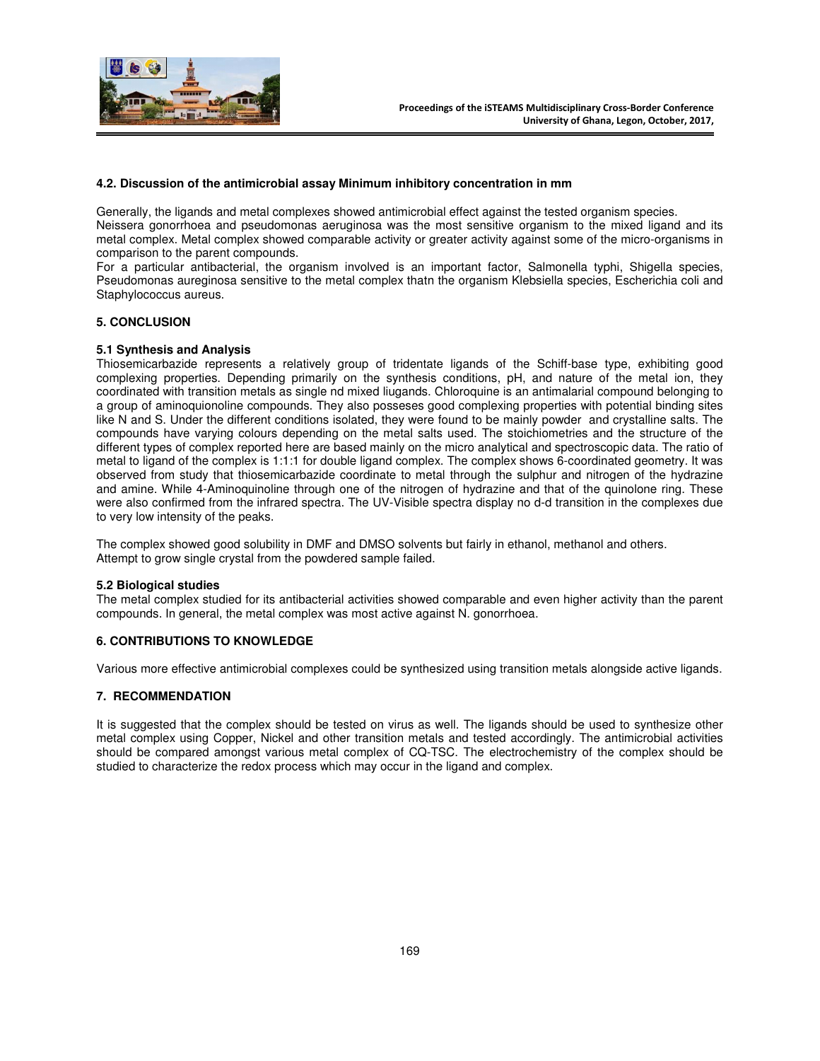### 4.2. Discussion of the antimicrobial assay Minimum inhibitory concentration in mm

Generally, the ligands and metal complexes showed antimicrobial effect against the tested organism species.
Neissera gonorrhoea and pseudomonas aeruginosa was the most sensitive organism to the mixed ligand and its metal complex. Metal complex showed comparable activity or greater activity against some of the micro-organisms in comparison to the parent compounds.
For a particular antibacterial, the organism involved is an important factor, Salmonella typhi, Shigella species, Pseudomonas aureginosa sensitive to the metal complex thatn the organism Klebsiella species, Escherichia coli and Staphylococcus aureus.

## 5. CONCLUSION

### 5.1 Synthesis and Analysis

Thiosemicarbazide represents a relatively group of tridentate ligands of the Schiff-base type, exhibiting good complexing properties. Depending primarily on the synthesis conditions, pH, and nature of the metal ion, they coordinated with transition metals as single nd mixed liugands. Chloroquine is an antimalarial compound belonging to a group of aminoquionoline compounds. They also posseses good complexing properties with potential binding sites like N and S. Under the different conditions isolated, they were found to be mainly powder and crystalline salts. The compounds have varying colours depending on the metal salts used. The stoichiometries and the structure of the different types of complex reported here are based mainly on the micro analytical and spectroscopic data. The ratio of metal to ligand of the complex is 1:1:1 for double ligand complex. The complex shows 6-coordinated geometry. It was observed from study that thiosemicarbazide coordinate to metal through the sulphur and nitrogen of the hydrazine and amine. While 4-Aminoquinoline through one of the nitrogen of hydrazine and that of the quinolone ring. These were also confirmed from the infrared spectra. The UV-Visible spectra display no d-d transition in the complexes due to very low intensity of the peaks.

The complex showed good solubility in DMF and DMSO solvents but fairly in ethanol, methanol and others.
Attempt to grow single crystal from the powdered sample failed.

### 5.2 Biological studies

The metal complex studied for its antibacterial activities showed comparable and even higher activity than the parent compounds. In general, the metal complex was most active against N. gonorrhoea.

## 6. CONTRIBUTIONS TO KNOWLEDGE

Various more effective antimicrobial complexes could be synthesized using transition metals alongside active ligands.

## 7. RECOMMENDATION

It is suggested that the complex should be tested on virus as well. The ligands should be used to synthesize other metal complex using Copper, Nickel and other transition metals and tested accordingly. The antimicrobial activities should be compared amongst various metal complex of CQ-TSC. The electrochemistry of the complex should be studied to characterize the redox process which may occur in the ligand and complex.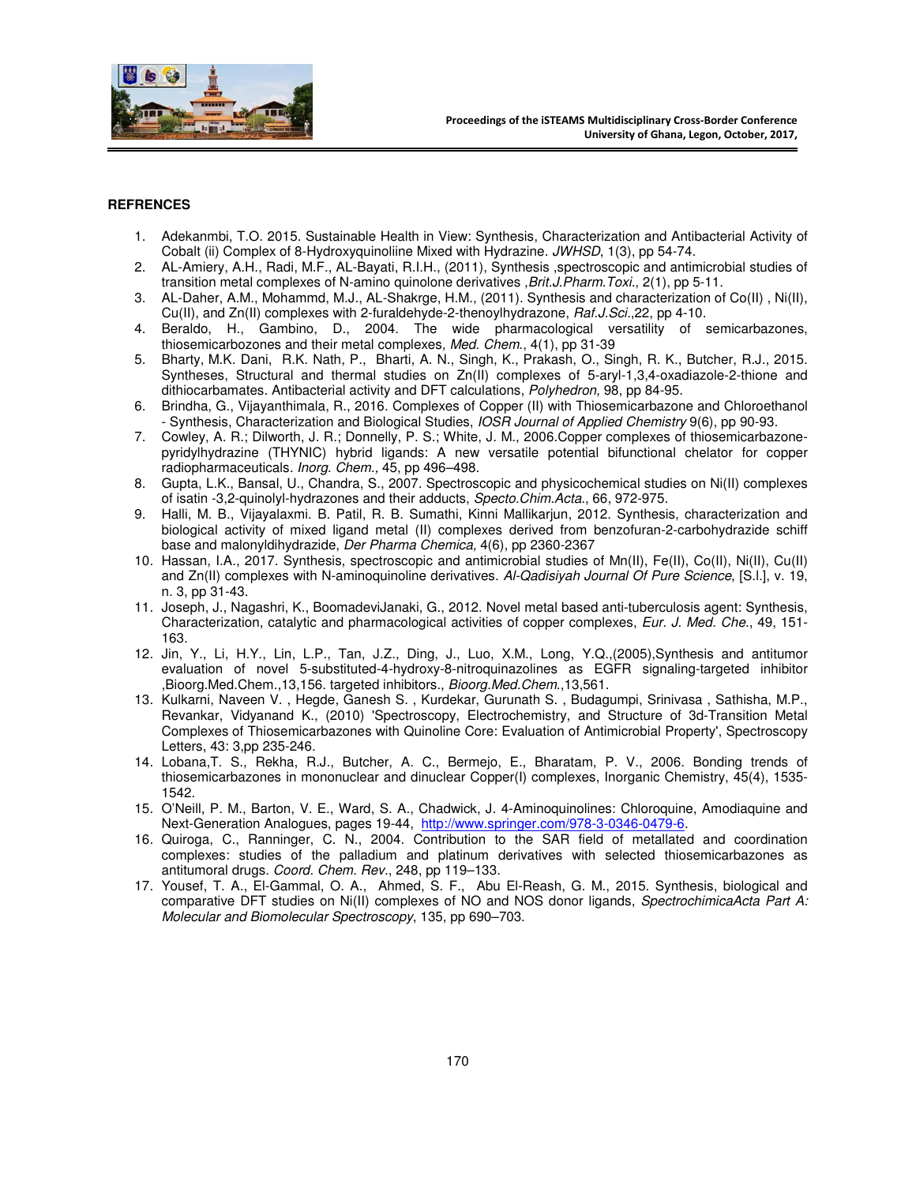**REFRENCES**

1. Adekanmbi, T.O. 2015. Sustainable Health in View: Synthesis, Characterization and Antibacterial Activity of Cobalt (ii) Complex of 8-Hydroxyquinoliine Mixed with Hydrazine. *JWHSD*, 1(3), pp 54-74.
2. AL-Amiery, A.H., Radi, M.F., AL-Bayati, R.I.H., (2011), Synthesis ,spectroscopic and antimicrobial studies of transition metal complexes of N-amino quinolone derivatives ,*Brit.J.Pharm.Toxi.*, 2(1), pp 5-11.
3. AL-Daher, A.M., Mohammd, M.J., AL-Shakrge, H.M., (2011). Synthesis and characterization of Co(II) , Ni(II), Cu(II), and Zn(II) complexes with 2-furaldehyde-2-thenoylhydrazone, *Raf.J.Sci.*,22, pp 4-10.
4. Beraldo, H., Gambino, D., 2004. The wide pharmacological versatility of semicarbazones, thiosemicarbozones and their metal complexes, *Med. Chem.*, 4(1), pp 31-39
5. Bharty, M.K. Dani, R.K. Nath, P., Bharti, A. N., Singh, K., Prakash, O., Singh, R. K., Butcher, R.J., 2015. Syntheses, Structural and thermal studies on Zn(II) complexes of 5-aryl-1,3,4-oxadiazole-2-thione and dithiocarbamates. Antibacterial activity and DFT calculations, *Polyhedron,* 98, pp 84-95.
6. Brindha, G., Vijayanthimala, R., 2016. Complexes of Copper (II) with Thiosemicarbazone and Chloroethanol - Synthesis, Characterization and Biological Studies, *IOSR Journal of Applied Chemistry* 9(6), pp 90-93.
7. Cowley, A. R.; Dilworth, J. R.; Donnelly, P. S.; White, J. M., 2006.Copper complexes of thiosemicarbazone-pyridylhydrazine (THYNIC) hybrid ligands: A new versatile potential bifunctional chelator for copper radiopharmaceuticals. *Inorg. Chem.,* 45, pp 496–498.
8. Gupta, L.K., Bansal, U., Chandra, S., 2007. Spectroscopic and physicochemical studies on Ni(II) complexes of isatin -3,2-quinolyl-hydrazones and their adducts, *Specto.Chim.Acta.*, 66, 972-975.
9. Halli, M. B., Vijayalaxmi. B. Patil, R. B. Sumathi, Kinni Mallikarjun, 2012. Synthesis, characterization and biological activity of mixed ligand metal (II) complexes derived from benzofuran-2-carbohydrazide schiff base and malonyldihydrazide, *Der Pharma Chemica,* 4(6), pp 2360-2367
10. Hassan, I.A., 2017. Synthesis, spectroscopic and antimicrobial studies of Mn(II), Fe(II), Co(II), Ni(II), Cu(II) and Zn(II) complexes with N-aminoquinoline derivatives. *Al-Qadisiyah Journal Of Pure Science*, [S.l.], v. 19, n. 3, pp 31-43.
11. Joseph, J., Nagashri, K., BoomadeviJanaki, G., 2012. Novel metal based anti-tuberculosis agent: Synthesis, Characterization, catalytic and pharmacological activities of copper complexes, *Eur. J. Med. Che.*, 49, 151-163.
12. Jin, Y., Li, H.Y., Lin, L.P., Tan, J.Z., Ding, J., Luo, X.M., Long, Y.Q.,(2005),Synthesis and antitumor evaluation of novel 5-substituted-4-hydroxy-8-nitroquinazolines as EGFR signaling-targeted inhibitor ,Bioorg.Med.Chem.,13,156. targeted inhibitors., *Bioorg.Med.Chem.*,13,561.
13. Kulkarni, Naveen V. , Hegde, Ganesh S. , Kurdekar, Gurunath S. , Budagumpi, Srinivasa , Sathisha, M.P., Revankar, Vidyanand K., (2010) 'Spectroscopy, Electrochemistry, and Structure of 3d-Transition Metal Complexes of Thiosemicarbazones with Quinoline Core: Evaluation of Antimicrobial Property', Spectroscopy Letters, 43: 3,pp 235-246.
14. Lobana,T. S., Rekha, R.J., Butcher, A. C., Bermejo, E., Bharatam, P. V., 2006. Bonding trends of thiosemicarbazones in mononuclear and dinuclear Copper(I) complexes, Inorganic Chemistry, 45(4), 1535-1542.
15. O'Neill, P. M., Barton, V. E., Ward, S. A., Chadwick, J. 4-Aminoquinolines: Chloroquine, Amodiaquine and Next-Generation Analogues, pages 19-44, http://www.springer.com/978-3-0346-0479-6.
16. Quiroga, C., Ranninger, C. N., 2004. Contribution to the SAR field of metallated and coordination complexes: studies of the palladium and platinum derivatives with selected thiosemicarbazones as antitumoral drugs. *Coord. Chem. Rev.*, 248, pp 119–133.
17. Yousef, T. A., El-Gammal, O. A., Ahmed, S. F., Abu El-Reash, G. M., 2015. Synthesis, biological and comparative DFT studies on Ni(II) complexes of NO and NOS donor ligands, *SpectrochimicaActa Part A: Molecular and Biomolecular Spectroscopy*, 135, pp 690–703.